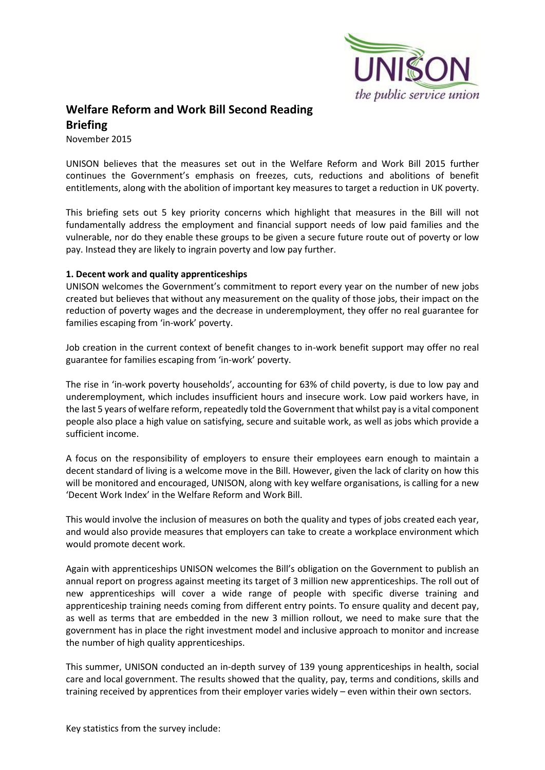# Welfare Reform and Work Bill Second Reading Briefing

November 2015

UNISON believes that the measures set out in the Welfare Reform and Work Bill 2015 further continues the Government's emphasis on freezes, cuts, reductions and abolitions of benefit entitlements, along with the abolition of important key measures to target a reduction in UK poverty.

This briefing sets out 5 key priority concerns which highlight that measures in the Bill will not fundamentally address the employment and financial support needs of low paid families and the vulnerable, nor do they enable these groups to be given a secure future route out of poverty or low pay. Instead they are likely to ingrain poverty and low pay further.

**1. Decent work and quality apprenticeships**

UNISON welcomes the Government's commitment to report every year on the number of new jobs created but believes that without any measurement on the quality of those jobs, their impact on the reduction of poverty wages and the decrease in underemployment, they offer no real guarantee for families escaping from 'in-work' poverty.

Job creation in the current context of benefit changes to in-work benefit support may offer no real guarantee for families escaping from 'in-work' poverty.

The rise in 'in-work poverty households', accounting for 63% of child poverty, is due to low pay and underemployment, which includes insufficient hours and insecure work. Low paid workers have, in the last 5 years of welfare reform, repeatedly told the Government that whilst pay is a vital component people also place a high value on satisfying, secure and suitable work, as well as jobs which provide a sufficient income.

A focus on the responsibility of employers to ensure their employees earn enough to maintain a decent standard of living is a welcome move in the Bill. However, given the lack of clarity on how this will be monitored and encouraged, UNISON, along with key welfare organisations, is calling for a new 'Decent Work Index' in the Welfare Reform and Work Bill.

This would involve the inclusion of measures on both the quality and types of jobs created each year, and would also provide measures that employers can take to create a workplace environment which would promote decent work.

Again with apprenticeships UNISON welcomes the Bill's obligation on the Government to publish an annual report on progress against meeting its target of 3 million new apprenticeships. The roll out of new apprenticeships will cover a wide range of people with specific diverse training and apprenticeship training needs coming from different entry points. To ensure quality and decent pay, as well as terms that are embedded in the new 3 million rollout, we need to make sure that the government has in place the right investment model and inclusive approach to monitor and increase the number of high quality apprenticeships.

This summer, UNISON conducted an in-depth survey of 139 young apprenticeships in health, social care and local government. The results showed that the quality, pay, terms and conditions, skills and training received by apprentices from their employer varies widely – even within their own sectors.

Key statistics from the survey include: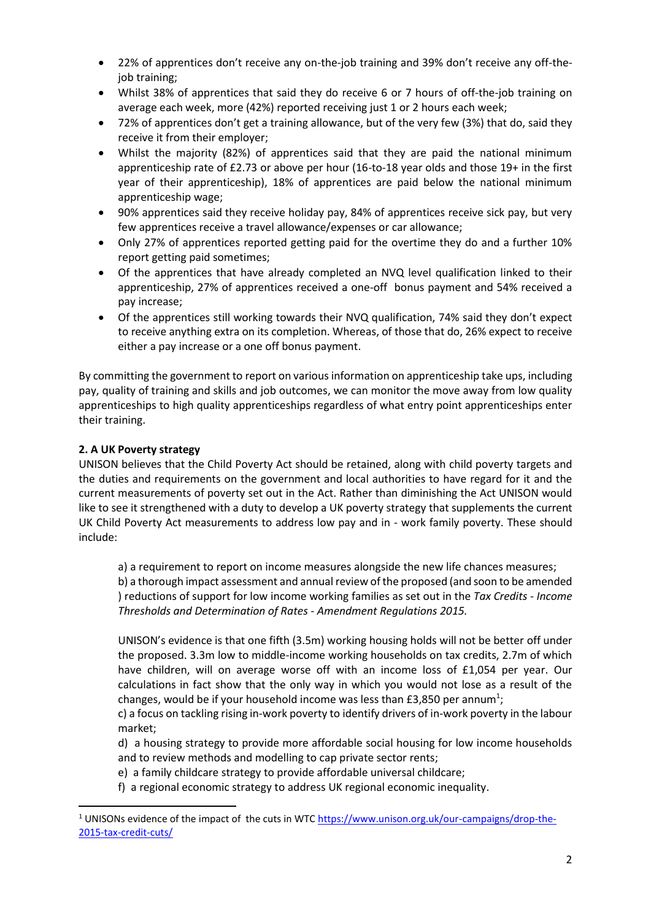- 22% of apprentices don't receive any on-the-job training and 39% don't receive any off-the-job training;
- Whilst 38% of apprentices that said they do receive 6 or 7 hours of off-the-job training on average each week, more (42%) reported receiving just 1 or 2 hours each week;
- 72% of apprentices don't get a training allowance, but of the very few (3%) that do, said they receive it from their employer;
- Whilst the majority (82%) of apprentices said that they are paid the national minimum apprenticeship rate of £2.73 or above per hour (16-to-18 year olds and those 19+ in the first year of their apprenticeship), 18% of apprentices are paid below the national minimum apprenticeship wage;
- 90% apprentices said they receive holiday pay, 84% of apprentices receive sick pay, but very few apprentices receive a travel allowance/expenses or car allowance;
- Only 27% of apprentices reported getting paid for the overtime they do and a further 10% report getting paid sometimes;
- Of the apprentices that have already completed an NVQ level qualification linked to their apprenticeship, 27% of apprentices received a one-off bonus payment and 54% received a pay increase;
- Of the apprentices still working towards their NVQ qualification, 74% said they don't expect to receive anything extra on its completion. Whereas, of those that do, 26% expect to receive either a pay increase or a one off bonus payment.

By committing the government to report on various information on apprenticeship take ups, including pay, quality of training and skills and job outcomes, we can monitor the move away from low quality apprenticeships to high quality apprenticeships regardless of what entry point apprenticeships enter their training.

**2. A UK Poverty strategy**

UNISON believes that the Child Poverty Act should be retained, along with child poverty targets and the duties and requirements on the government and local authorities to have regard for it and the current measurements of poverty set out in the Act. Rather than diminishing the Act UNISON would like to see it strengthened with a duty to develop a UK poverty strategy that supplements the current UK Child Poverty Act measurements to address low pay and in - work family poverty. These should include:

a) a requirement to report on income measures alongside the new life chances measures;

b) a thorough impact assessment and annual review of the proposed (and soon to be amended ) reductions of support for low income working families as set out in the *Tax Credits - Income Thresholds and Determination of Rates - Amendment Regulations 2015.*

UNISON's evidence is that one fifth (3.5m) working housing holds will not be better off under the proposed. 3.3m low to middle-income working households on tax credits, 2.7m of which have children, will on average worse off with an income loss of £1,054 per year. Our calculations in fact show that the only way in which you would not lose as a result of the changes, would be if your household income was less than £3,850 per annum[1];

c) a focus on tackling rising in-work poverty to identify drivers of in-work poverty in the labour market;

d) a housing strategy to provide more affordable social housing for low income households and to review methods and modelling to cap private sector rents;

e) a family childcare strategy to provide affordable universal childcare;

f) a regional economic strategy to address UK regional economic inequality.

[1] UNISONs evidence of the impact of the cuts in WTC https://www.unison.org.uk/our-campaigns/drop-the-2015-tax-credit-cuts/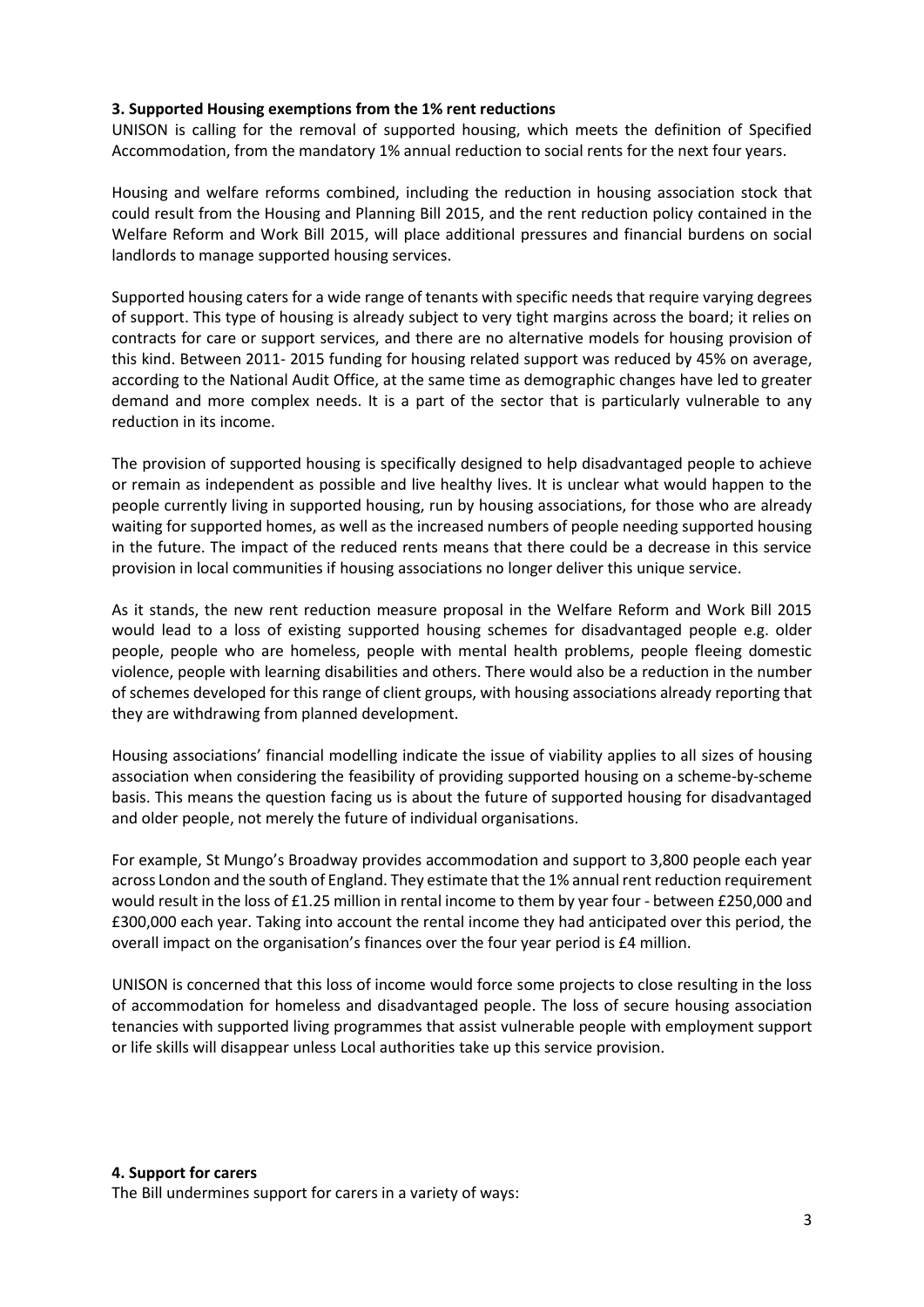### 3. Supported Housing exemptions from the 1% rent reductions

UNISON is calling for the removal of supported housing, which meets the definition of Specified Accommodation, from the mandatory 1% annual reduction to social rents for the next four years.

Housing and welfare reforms combined, including the reduction in housing association stock that could result from the Housing and Planning Bill 2015, and the rent reduction policy contained in the Welfare Reform and Work Bill 2015, will place additional pressures and financial burdens on social landlords to manage supported housing services.

Supported housing caters for a wide range of tenants with specific needs that require varying degrees of support. This type of housing is already subject to very tight margins across the board; it relies on contracts for care or support services, and there are no alternative models for housing provision of this kind. Between 2011- 2015 funding for housing related support was reduced by 45% on average, according to the National Audit Office, at the same time as demographic changes have led to greater demand and more complex needs. It is a part of the sector that is particularly vulnerable to any reduction in its income.

The provision of supported housing is specifically designed to help disadvantaged people to achieve or remain as independent as possible and live healthy lives. It is unclear what would happen to the people currently living in supported housing, run by housing associations, for those who are already waiting for supported homes, as well as the increased numbers of people needing supported housing in the future. The impact of the reduced rents means that there could be a decrease in this service provision in local communities if housing associations no longer deliver this unique service.

As it stands, the new rent reduction measure proposal in the Welfare Reform and Work Bill 2015 would lead to a loss of existing supported housing schemes for disadvantaged people e.g. older people, people who are homeless, people with mental health problems, people fleeing domestic violence, people with learning disabilities and others. There would also be a reduction in the number of schemes developed for this range of client groups, with housing associations already reporting that they are withdrawing from planned development.

Housing associations' financial modelling indicate the issue of viability applies to all sizes of housing association when considering the feasibility of providing supported housing on a scheme-by-scheme basis. This means the question facing us is about the future of supported housing for disadvantaged and older people, not merely the future of individual organisations.

For example, St Mungo's Broadway provides accommodation and support to 3,800 people each year across London and the south of England. They estimate that the 1% annual rent reduction requirement would result in the loss of £1.25 million in rental income to them by year four - between £250,000 and £300,000 each year. Taking into account the rental income they had anticipated over this period, the overall impact on the organisation's finances over the four year period is £4 million.

UNISON is concerned that this loss of income would force some projects to close resulting in the loss of accommodation for homeless and disadvantaged people. The loss of secure housing association tenancies with supported living programmes that assist vulnerable people with employment support or life skills will disappear unless Local authorities take up this service provision.

### 4. Support for carers

The Bill undermines support for carers in a variety of ways: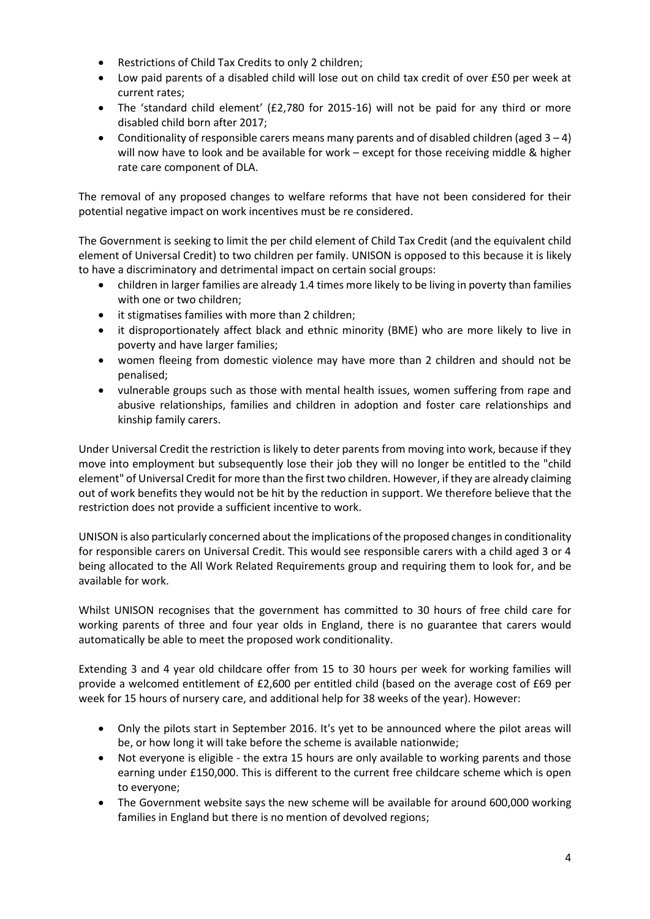- Restrictions of Child Tax Credits to only 2 children;
- Low paid parents of a disabled child will lose out on child tax credit of over £50 per week at current rates;
- The 'standard child element' (£2,780 for 2015-16) will not be paid for any third or more disabled child born after 2017;
- Conditionality of responsible carers means many parents and of disabled children (aged 3 – 4) will now have to look and be available for work – except for those receiving middle & higher rate care component of DLA.

The removal of any proposed changes to welfare reforms that have not been considered for their potential negative impact on work incentives must be re considered.

The Government is seeking to limit the per child element of Child Tax Credit (and the equivalent child element of Universal Credit) to two children per family. UNISON is opposed to this because it is likely to have a discriminatory and detrimental impact on certain social groups:

- children in larger families are already 1.4 times more likely to be living in poverty than families with one or two children;
- it stigmatises families with more than 2 children;
- it disproportionately affect black and ethnic minority (BME) who are more likely to live in poverty and have larger families;
- women fleeing from domestic violence may have more than 2 children and should not be penalised;
- vulnerable groups such as those with mental health issues, women suffering from rape and abusive relationships, families and children in adoption and foster care relationships and kinship family carers.

Under Universal Credit the restriction is likely to deter parents from moving into work, because if they move into employment but subsequently lose their job they will no longer be entitled to the "child element" of Universal Credit for more than the first two children. However, if they are already claiming out of work benefits they would not be hit by the reduction in support. We therefore believe that the restriction does not provide a sufficient incentive to work.

UNISON is also particularly concerned about the implications of the proposed changes in conditionality for responsible carers on Universal Credit. This would see responsible carers with a child aged 3 or 4 being allocated to the All Work Related Requirements group and requiring them to look for, and be available for work.

Whilst UNISON recognises that the government has committed to 30 hours of free child care for working parents of three and four year olds in England, there is no guarantee that carers would automatically be able to meet the proposed work conditionality.

Extending 3 and 4 year old childcare offer from 15 to 30 hours per week for working families will provide a welcomed entitlement of £2,600 per entitled child (based on the average cost of £69 per week for 15 hours of nursery care, and additional help for 38 weeks of the year). However:

- Only the pilots start in September 2016. It's yet to be announced where the pilot areas will be, or how long it will take before the scheme is available nationwide;
- Not everyone is eligible - the extra 15 hours are only available to working parents and those earning under £150,000. This is different to the current free childcare scheme which is open to everyone;
- The Government website says the new scheme will be available for around 600,000 working families in England but there is no mention of devolved regions;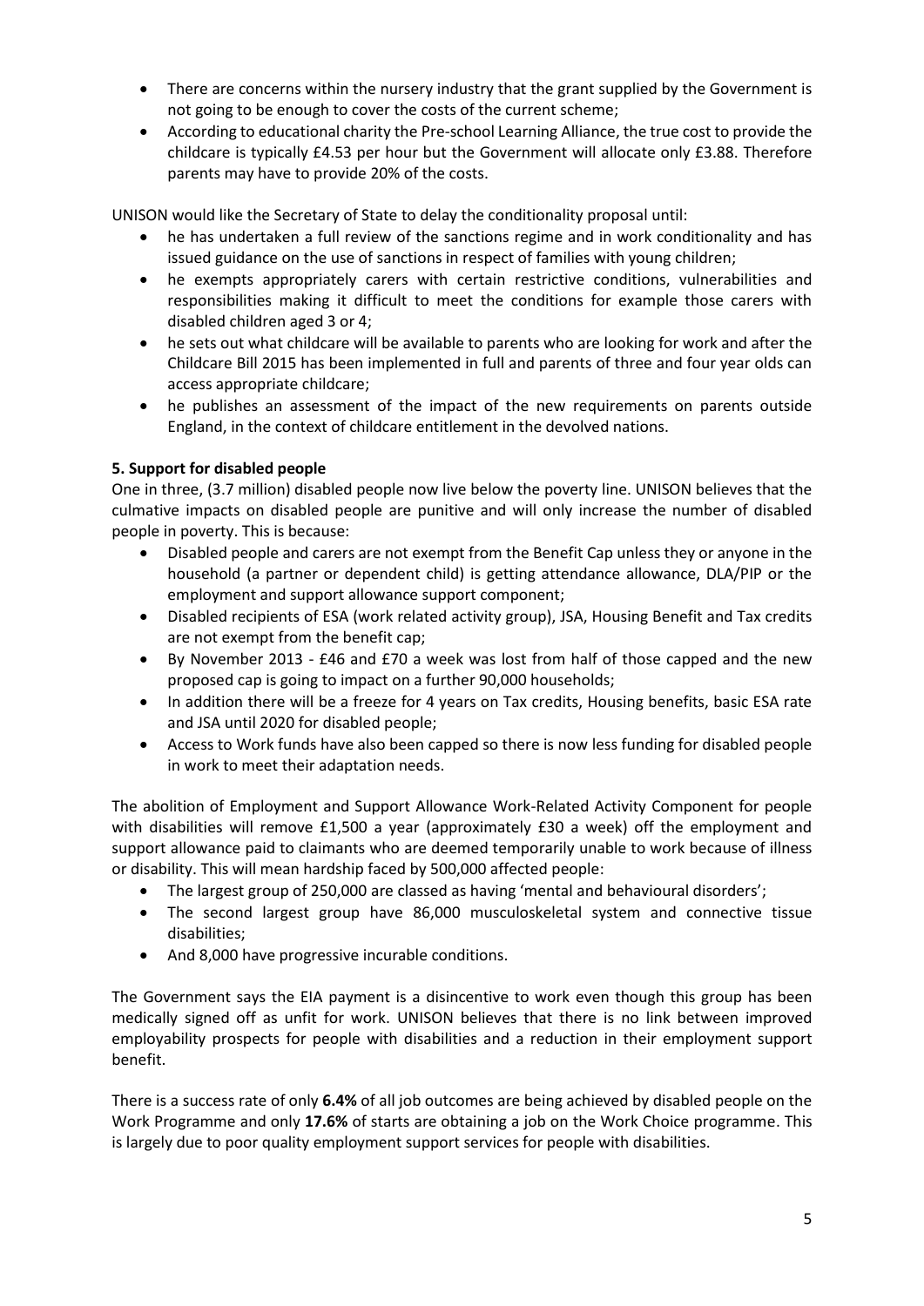- There are concerns within the nursery industry that the grant supplied by the Government is not going to be enough to cover the costs of the current scheme;
- According to educational charity the Pre-school Learning Alliance, the true cost to provide the childcare is typically £4.53 per hour but the Government will allocate only £3.88. Therefore parents may have to provide 20% of the costs.

UNISON would like the Secretary of State to delay the conditionality proposal until:

- he has undertaken a full review of the sanctions regime and in work conditionality and has issued guidance on the use of sanctions in respect of families with young children;
- he exempts appropriately carers with certain restrictive conditions, vulnerabilities and responsibilities making it difficult to meet the conditions for example those carers with disabled children aged 3 or 4;
- he sets out what childcare will be available to parents who are looking for work and after the Childcare Bill 2015 has been implemented in full and parents of three and four year olds can access appropriate childcare;
- he publishes an assessment of the impact of the new requirements on parents outside England, in the context of childcare entitlement in the devolved nations.

**5. Support for disabled people**

One in three, (3.7 million) disabled people now live below the poverty line. UNISON believes that the culmative impacts on disabled people are punitive and will only increase the number of disabled people in poverty. This is because:

- Disabled people and carers are not exempt from the Benefit Cap unless they or anyone in the household (a partner or dependent child) is getting attendance allowance, DLA/PIP or the employment and support allowance support component;
- Disabled recipients of ESA (work related activity group), JSA, Housing Benefit and Tax credits are not exempt from the benefit cap;
- By November 2013 - £46 and £70 a week was lost from half of those capped and the new proposed cap is going to impact on a further 90,000 households;
- In addition there will be a freeze for 4 years on Tax credits, Housing benefits, basic ESA rate and JSA until 2020 for disabled people;
- Access to Work funds have also been capped so there is now less funding for disabled people in work to meet their adaptation needs.

The abolition of Employment and Support Allowance Work-Related Activity Component for people with disabilities will remove £1,500 a year (approximately £30 a week) off the employment and support allowance paid to claimants who are deemed temporarily unable to work because of illness or disability. This will mean hardship faced by 500,000 affected people:

- The largest group of 250,000 are classed as having 'mental and behavioural disorders';
- The second largest group have 86,000 musculoskeletal system and connective tissue disabilities;
- And 8,000 have progressive incurable conditions.

The Government says the EIA payment is a disincentive to work even though this group has been medically signed off as unfit for work. UNISON believes that there is no link between improved employability prospects for people with disabilities and a reduction in their employment support benefit.

There is a success rate of only **6.4%** of all job outcomes are being achieved by disabled people on the Work Programme and only **17.6%** of starts are obtaining a job on the Work Choice programme. This is largely due to poor quality employment support services for people with disabilities.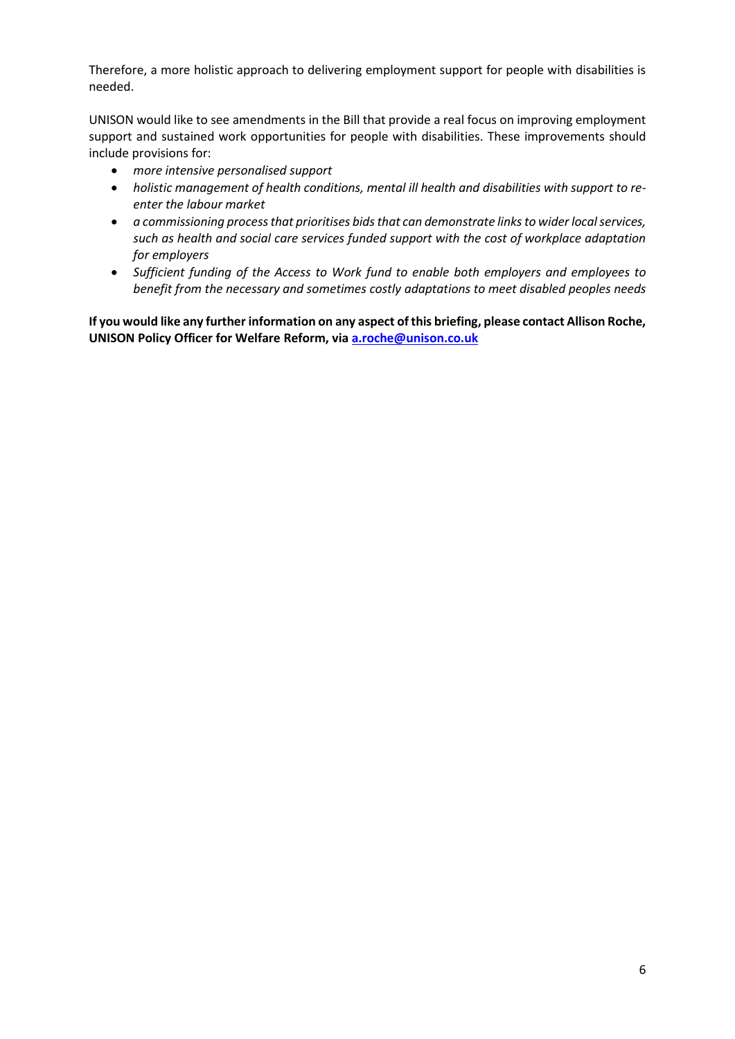Therefore, a more holistic approach to delivering employment support for people with disabilities is needed.

UNISON would like to see amendments in the Bill that provide a real focus on improving employment support and sustained work opportunities for people with disabilities. These improvements should include provisions for:

- *more intensive personalised support*
- *holistic management of health conditions, mental ill health and disabilities with support to re-enter the labour market*
- *a commissioning process that prioritises bids that can demonstrate links to wider local services, such as health and social care services funded support with the cost of workplace adaptation for employers*
- *Sufficient funding of the Access to Work fund to enable both employers and employees to benefit from the necessary and sometimes costly adaptations to meet disabled peoples needs*

**If you would like any further information on any aspect of this briefing, please contact Allison Roche, UNISON Policy Officer for Welfare Reform, via [a.roche@unison.co.uk](mailto:a.roche@unison.co.uk)**